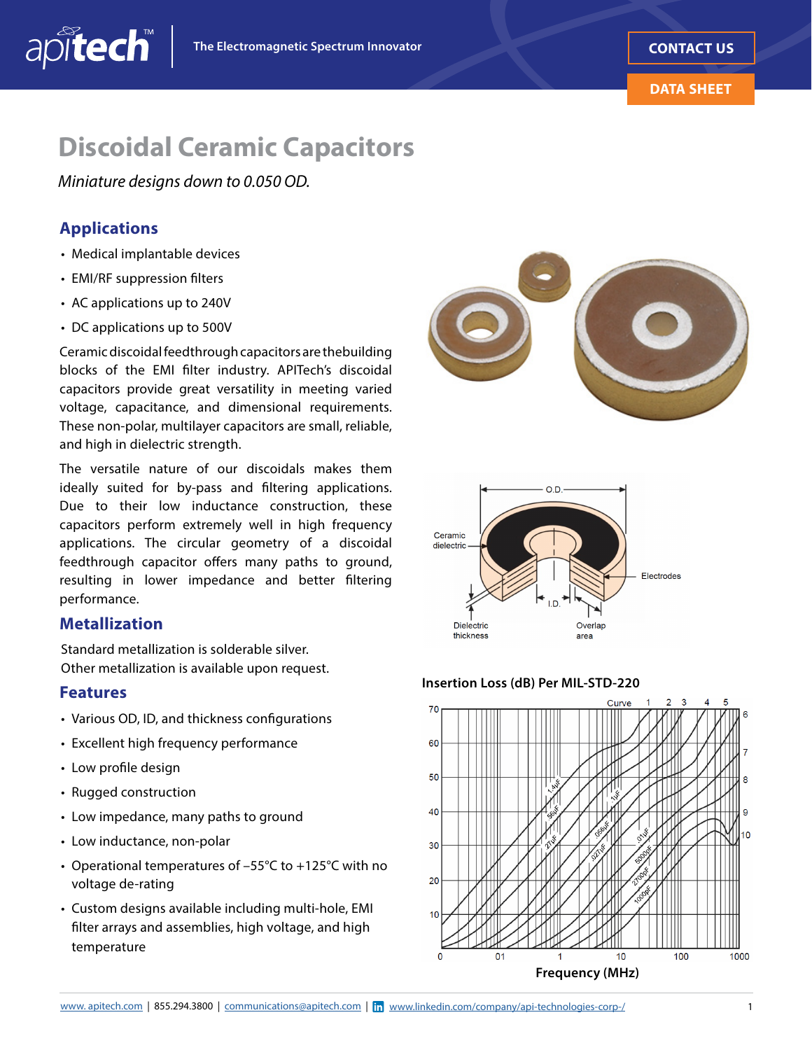# Discoidal Ceramic Capacitors

*Miniature designs down to 0.050 OD.*

## Applications

- Medical implantable devices
- EMI/RF suppression filters
- AC applications up to 240V
- DC applications up to 500V

Ceramic discoidal feedthrough capacitors are the building blocks of the EMI filter industry. APITech's discoidal capacitors provide great versatility in meeting varied voltage, capacitance, and dimensional requirements. These non-polar, multilayer capacitors are small, reliable, and high in dielectric strength.

The versatile nature of our discoidals makes them ideally suited for by-pass and filtering applications. Due to their low inductance construction, these capacitors perform extremely well in high frequency applications. The circular geometry of a discoidal feedthrough capacitor offers many paths to ground, resulting in lower impedance and better filtering performance.

## Metallization

Standard metallization is solderable silver.
Other metallization is available upon request.

## Features

- Various OD, ID, and thickness configurations
- Excellent high frequency performance
- Low profile design
- Rugged construction
- Low impedance, many paths to ground
- Low inductance, non-polar
- Operational temperatures of –55°C to +125°C with no voltage de-rating
- Custom designs available including multi-hole, EMI filter arrays and assemblies, high voltage, and high temperature

O.D.
Ceramic dielectric
Electrodes
I.D.
Dielectric thickness
Overlap area

**Insertion Loss (dB) Per MIL-STD-220**

Curve 1 2 3 4 5 6 7 8 9 10

70
60
50
40
30
20
10

1.4µF
.56µF
.27µF
.056µF
.027µF
.1µF
.01µF
5000pF
2700pF
1000pF

0 01 1 10 100 1000

Frequency (MHz)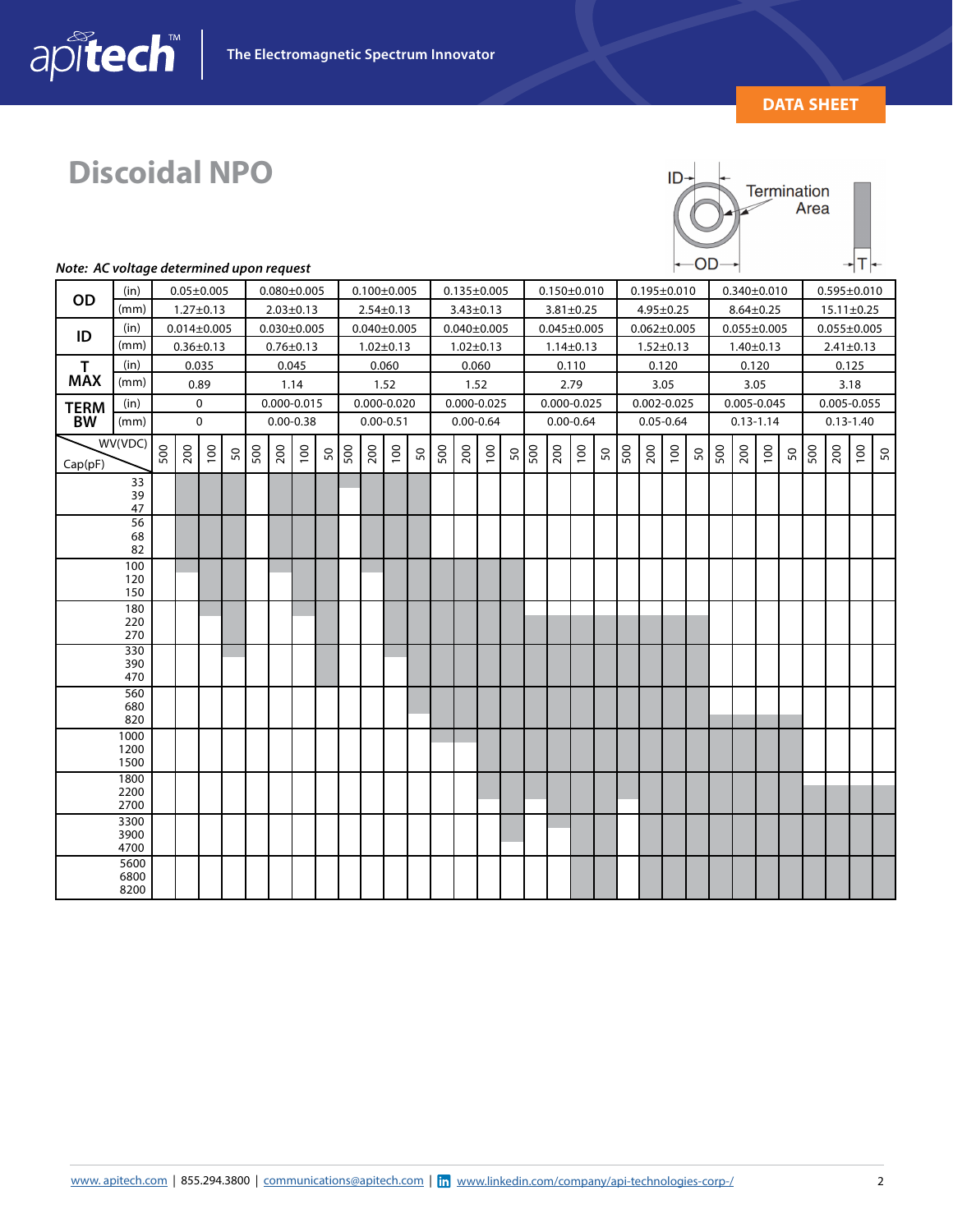# Discoidal NPO

ID

Termination Area

OD

T

*Note: AC voltage determined upon request*

| | | | | | | | | | | | | | | | | | | | | | | | | | | | | | | | | | |
|---|---|---|---|---|---|---|---|---|---|---|---|---|---|---|---|---|---|---|---|---|---|---|---|---|---|---|---|---|---|---|---|---|---|
| **OD** | (in) | 0.05±0.005 | | | | 0.080±0.005 | | | | 0.100±0.005 | | | | 0.135±0.005 | | | | 0.150±0.010 | | | | 0.195±0.010 | | | | 0.340±0.010 | | | | 0.595±0.010 | | | |
| | (mm) | 1.27±0.13 | | | | 2.03±0.13 | | | | 2.54±0.13 | | | | 3.43±0.13 | | | | 3.81±0.25 | | | | 4.95±0.25 | | | | 8.64±0.25 | | | | 15.11±0.25 | | | |
| **ID** | (in) | 0.014±0.005 | | | | 0.030±0.005 | | | | 0.040±0.005 | | | | 0.040±0.005 | | | | 0.045±0.005 | | | | 0.062±0.005 | | | | 0.055±0.005 | | | | 0.055±0.005 | | | |
| | (mm) | 0.36±0.13 | | | | 0.76±0.13 | | | | 1.02±0.13 | | | | 1.02±0.13 | | | | 1.14±0.13 | | | | 1.52±0.13 | | | | 1.40±0.13 | | | | 2.41±0.13 | | | |
| **T MAX** | (in) | 0.035 | | | | 0.045 | | | | 0.060 | | | | 0.060 | | | | 0.110 | | | | 0.120 | | | | 0.120 | | | | 0.125 | | | |
| | (mm) | 0.89 | | | | 1.14 | | | | 1.52 | | | | 1.52 | | | | 2.79 | | | | 3.05 | | | | 3.05 | | | | 3.18 | | | |
| **TERM BW** | (in) | 0 | | | | 0.000-0.015 | | | | 0.000-0.020 | | | | 0.000-0.025 | | | | 0.000-0.025 | | | | 0.002-0.025 | | | | 0.005-0.045 | | | | 0.005-0.055 | | | |
| | (mm) | 0 | | | | 0.00-0.38 | | | | 0.00-0.51 | | | | 0.00-0.64 | | | | 0.00-0.64 | | | | 0.05-0.64 | | | | 0.13-1.14 | | | | 0.13-1.40 | | | |
| Cap(pF) | WV(VDC) | 500 | 200 | 100 | 50 | 500 | 200 | 100 | 50 | 500 | 200 | 100 | 50 | 500 | 200 | 100 | 50 | 500 | 200 | 100 | 50 | 500 | 200 | 100 | 50 | 500 | 200 | 100 | 50 | 500 | 200 | 100 | 50 |
| | 33 39 47 | | | | | | | | | | | | | | | | | | | | | | | | | | | | | | | | |
| | 56 68 82 | | | | | | | | | | | | | | | | | | | | | | | | | | | | | | | | |
| | 100 120 150 | | | | | | | | | | | | | | | | | | | | | | | | | | | | | | | | |
| | 180 220 270 | | | | | | | | | | | | | | | | | | | | | | | | | | | | | | | | |
| | 330 390 470 | | | | | | | | | | | | | | | | | | | | | | | | | | | | | | | | |
| | 560 680 820 | | | | | | | | | | | | | | | | | | | | | | | | | | | | | | | | |
| | 1000 1200 1500 | | | | | | | | | | | | | | | | | | | | | | | | | | | | | | | | |
| | 1800 2200 2700 | | | | | | | | | | | | | | | | | | | | | | | | | | | | | | | | |
| | 3300 3900 4700 | | | | | | | | | | | | | | | | | | | | | | | | | | | | | | | | |
| | 5600 6800 8200 | | | | | | | | | | | | | | | | | | | | | | | | | | | | | | | | |

www.apitech.com | 855.294.3800 | communications@apitech.com | www.linkedin.com/company/api-technologies-corp-/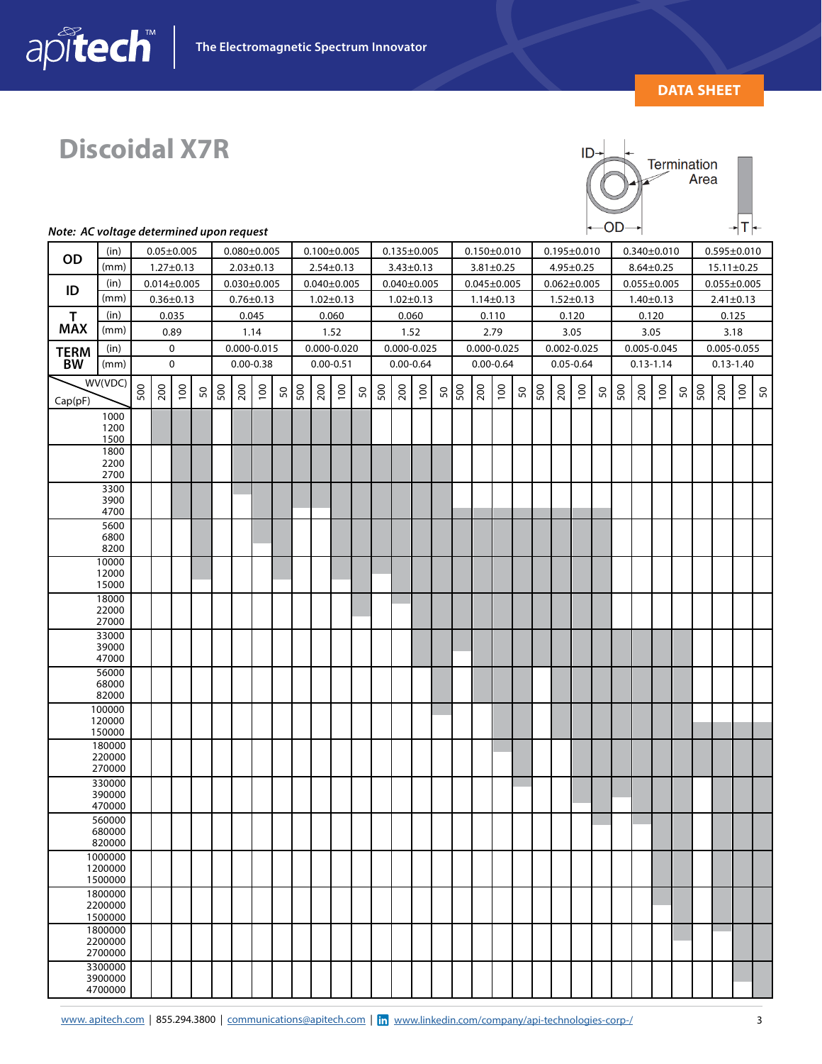# Discoidal X7R

ID
Termination Area
OD
T

*Note: AC voltage determined upon request*

| | | | | | | | | | | | | | | | | | | | | | | | | | | | | | | | | | |
|---|---|---|---|---|---|---|---|---|---|---|---|---|---|---|---|---|---|---|---|---|---|---|---|---|---|---|---|---|---|---|---|---|---|
| **OD** | (in) | 0.05±0.005 | | | | 0.080±0.005 | | | | 0.100±0.005 | | | | 0.135±0.005 | | | | 0.150±0.010 | | | | 0.195±0.010 | | | | 0.340±0.010 | | | | 0.595±0.010 | | | |
| | (mm) | 1.27±0.13 | | | | 2.03±0.13 | | | | 2.54±0.13 | | | | 3.43±0.13 | | | | 3.81±0.25 | | | | 4.95±0.25 | | | | 8.64±0.25 | | | | 15.11±0.25 | | | |
| **ID** | (in) | 0.014±0.005 | | | | 0.030±0.005 | | | | 0.040±0.005 | | | | 0.040±0.005 | | | | 0.045±0.005 | | | | 0.062±0.005 | | | | 0.055±0.005 | | | | 0.055±0.005 | | | |
| | (mm) | 0.36±0.13 | | | | 0.76±0.13 | | | | 1.02±0.13 | | | | 1.02±0.13 | | | | 1.14±0.13 | | | | 1.52±0.13 | | | | 1.40±0.13 | | | | 2.41±0.13 | | | |
| **T MAX** | (in) | 0.035 | | | | 0.045 | | | | 0.060 | | | | 0.060 | | | | 0.110 | | | | 0.120 | | | | 0.120 | | | | 0.125 | | | |
| | (mm) | 0.89 | | | | 1.14 | | | | 1.52 | | | | 1.52 | | | | 2.79 | | | | 3.05 | | | | 3.05 | | | | 3.18 | | | |
| **TERM BW** | (in) | 0 | | | | 0.000-0.015 | | | | 0.000-0.020 | | | | 0.000-0.025 | | | | 0.000-0.025 | | | | 0.002-0.025 | | | | 0.005-0.045 | | | | 0.005-0.055 | | | |
| | (mm) | 0 | | | | 0.00-0.38 | | | | 0.00-0.51 | | | | 0.00-0.64 | | | | 0.00-0.64 | | | | 0.05-0.64 | | | | 0.13-1.14 | | | | 0.13-1.40 | | | |
| Cap(pF) | WV(VDC) | 500 | 200 | 100 | 50 | 500 | 200 | 100 | 50 | 500 | 200 | 100 | 50 | 500 | 200 | 100 | 50 | 500 | 200 | 100 | 50 | 500 | 200 | 100 | 50 | 500 | 200 | 100 | 50 | 500 | 200 | 100 | 50 |
| 1000 1200 1500 | | | | | | | | | | | | | | | | | | | | | | | | | | | | | | | | | |
| 1800 2200 2700 | | | | | | | | | | | | | | | | | | | | | | | | | | | | | | | | | |
| 3300 3900 4700 | | | | | | | | | | | | | | | | | | | | | | | | | | | | | | | | | |
| 5600 6800 8200 | | | | | | | | | | | | | | | | | | | | | | | | | | | | | | | | | |
| 10000 12000 15000 | | | | | | | | | | | | | | | | | | | | | | | | | | | | | | | | | |
| 18000 22000 27000 | | | | | | | | | | | | | | | | | | | | | | | | | | | | | | | | | |
| 33000 39000 47000 | | | | | | | | | | | | | | | | | | | | | | | | | | | | | | | | | |
| 56000 68000 82000 | | | | | | | | | | | | | | | | | | | | | | | | | | | | | | | | | |
| 100000 120000 150000 | | | | | | | | | | | | | | | | | | | | | | | | | | | | | | | | | |
| 180000 220000 270000 | | | | | | | | | | | | | | | | | | | | | | | | | | | | | | | | | |
| 330000 390000 470000 | | | | | | | | | | | | | | | | | | | | | | | | | | | | | | | | | |
| 560000 680000 820000 | | | | | | | | | | | | | | | | | | | | | | | | | | | | | | | | | |
| 1000000 1200000 1500000 | | | | | | | | | | | | | | | | | | | | | | | | | | | | | | | | | |
| 1800000 2200000 1500000 | | | | | | | | | | | | | | | | | | | | | | | | | | | | | | | | | |
| 1800000 2200000 2700000 | | | | | | | | | | | | | | | | | | | | | | | | | | | | | | | | | |
| 3300000 3900000 4700000 | | | | | | | | | | | | | | | | | | | | | | | | | | | | | | | | | |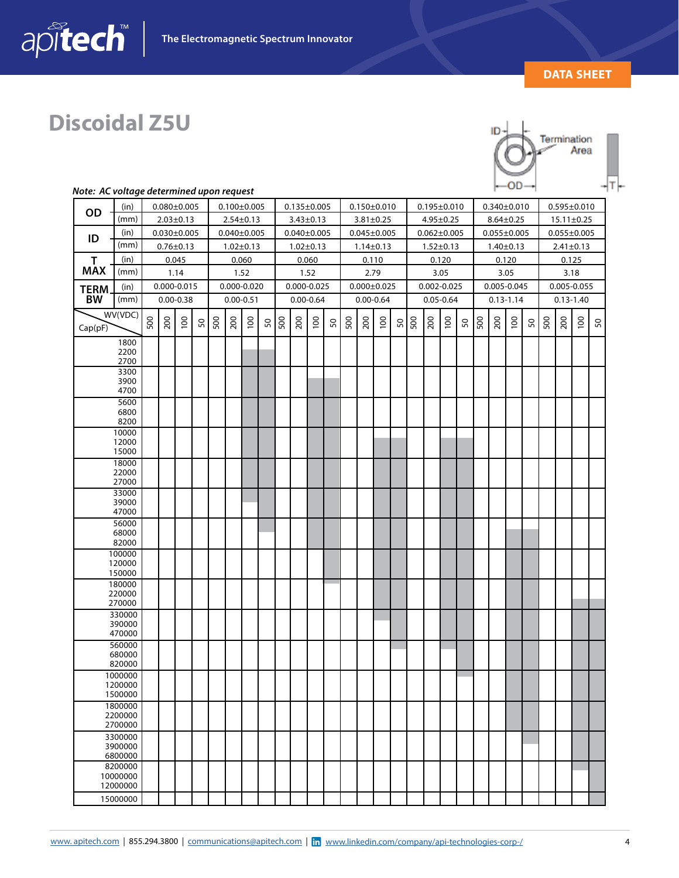# Discoidal Z5U

ID — Termination Area — OD — T

*Note: AC voltage determined upon request*

| | | | | | | | | | | | | | | | | | | | | | | | | | | | | | |
|---|---|---|---|---|---|---|---|---|---|---|---|---|---|---|---|---|---|---|---|---|---|---|---|---|---|---|---|---|---|
| **OD** | (in) | 0.080±0.005 | | | | 0.100±0.005 | | | | 0.135±0.005 | | | | 0.150±0.010 | | | | 0.195±0.010 | | | | 0.340±0.010 | | | | 0.595±0.010 | | | |
| | (mm) | 2.03±0.13 | | | | 2.54±0.13 | | | | 3.43±0.13 | | | | 3.81±0.25 | | | | 4.95±0.25 | | | | 8.64±0.25 | | | | 15.11±0.25 | | | |
| **ID** | (in) | 0.030±0.005 | | | | 0.040±0.005 | | | | 0.040±0.005 | | | | 0.045±0.005 | | | | 0.062±0.005 | | | | 0.055±0.005 | | | | 0.055±0.005 | | | |
| | (mm) | 0.76±0.13 | | | | 1.02±0.13 | | | | 1.02±0.13 | | | | 1.14±0.13 | | | | 1.52±0.13 | | | | 1.40±0.13 | | | | 2.41±0.13 | | | |
| **T MAX** | (in) | 0.045 | | | | 0.060 | | | | 0.060 | | | | 0.110 | | | | 0.120 | | | | 0.120 | | | | 0.125 | | | |
| | (mm) | 1.14 | | | | 1.52 | | | | 1.52 | | | | 2.79 | | | | 3.05 | | | | 3.05 | | | | 3.18 | | | |
| **TERM BW** | (in) | 0.000-0.015 | | | | 0.000-0.020 | | | | 0.000-0.025 | | | | 0.000±0.025 | | | | 0.002-0.025 | | | | 0.005-0.045 | | | | 0.005-0.055 | | | |
| | (mm) | 0.00-0.38 | | | | 0.00-0.51 | | | | 0.00-0.64 | | | | 0.00-0.64 | | | | 0.05-0.64 | | | | 0.13-1.14 | | | | 0.13-1.40 | | | |
| Cap(pF) | WV(VDC) | 500 | 200 | 100 | 50 | 500 | 200 | 100 | 50 | 500 | 200 | 100 | 50 | 500 | 200 | 100 | 50 | 500 | 200 | 100 | 50 | 500 | 200 | 100 | 50 | 500 | 200 | 100 | 50 |
| 1800 2200 2700 | | | | | | | | | | | | | | | | | | | | | | | | | | | | | |
| 3300 3900 4700 | | | | | | | | | | | | | | | | | | | | | | | | | | | | | |
| 5600 6800 8200 | | | | | | | | | | | | | | | | | | | | | | | | | | | | | |
| 10000 12000 15000 | | | | | | | | | | | | | | | | | | | | | | | | | | | | | |
| 18000 22000 27000 | | | | | | | | | | | | | | | | | | | | | | | | | | | | | |
| 33000 39000 47000 | | | | | | | | | | | | | | | | | | | | | | | | | | | | | |
| 56000 68000 82000 | | | | | | | | | | | | | | | | | | | | | | | | | | | | | |
| 100000 120000 150000 | | | | | | | | | | | | | | | | | | | | | | | | | | | | | |
| 180000 220000 270000 | | | | | | | | | | | | | | | | | | | | | | | | | | | | | |
| 330000 390000 470000 | | | | | | | | | | | | | | | | | | | | | | | | | | | | | |
| 560000 680000 820000 | | | | | | | | | | | | | | | | | | | | | | | | | | | | | |
| 1000000 1200000 1500000 | | | | | | | | | | | | | | | | | | | | | | | | | | | | | |
| 1800000 2200000 2700000 | | | | | | | | | | | | | | | | | | | | | | | | | | | | | |
| 3300000 3900000 6800000 | | | | | | | | | | | | | | | | | | | | | | | | | | | | | |
| 8200000 10000000 12000000 | | | | | | | | | | | | | | | | | | | | | | | | | | | | | |
| 15000000 | | | | | | | | | | | | | | | | | | | | | | | | | | | | | |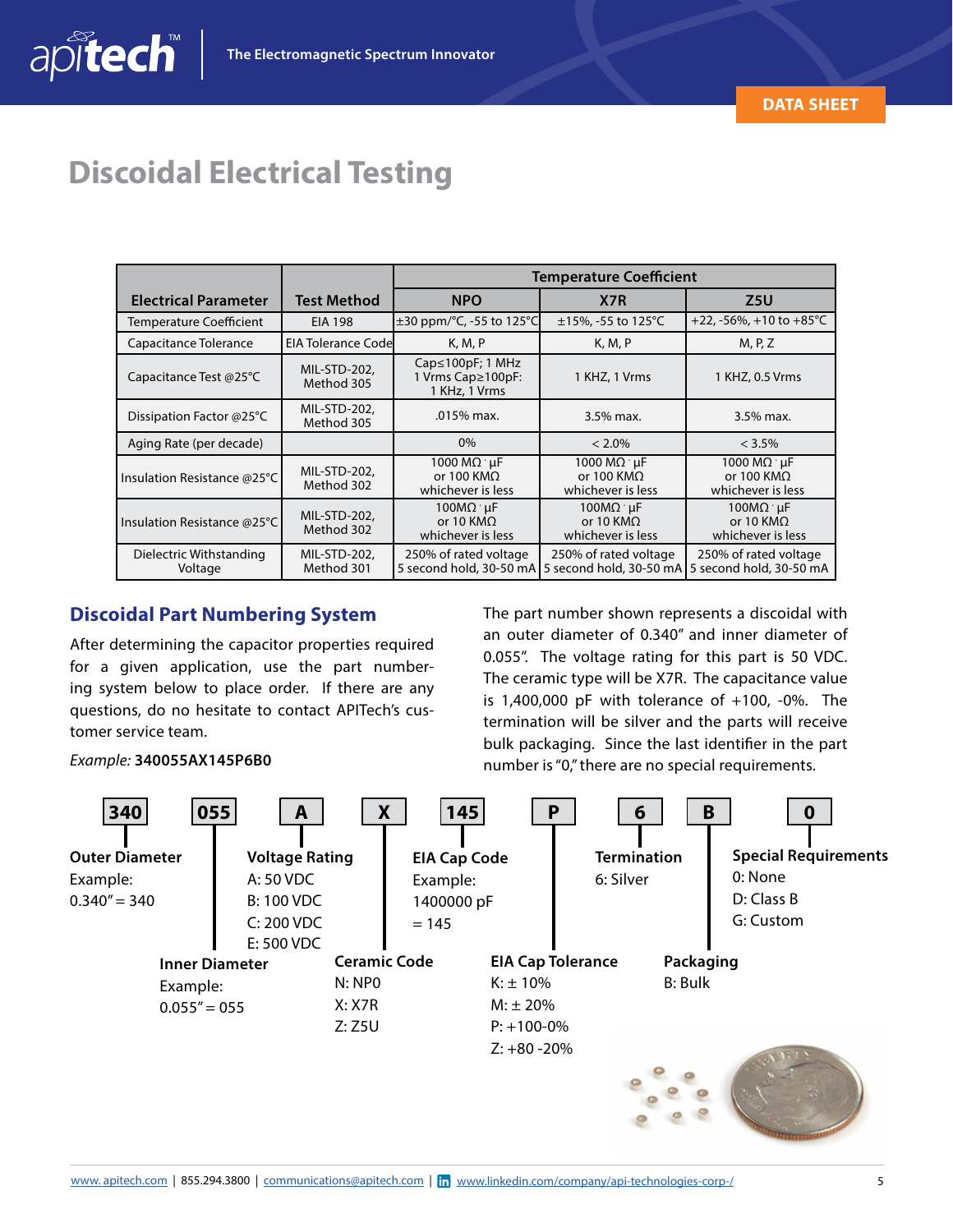# Discoidal Electrical Testing

| Electrical Parameter | Test Method | Temperature Coefficient | | |
|---|---|---|---|---|
| | | NPO | X7R | Z5U |
| Temperature Coefficient | EIA 198 | ±30 ppm/°C, -55 to 125°C | ±15%, -55 to 125°C | +22, -56%, +10 to +85°C |
| Capacitance Tolerance | EIA Tolerance Code | K, M, P | K, M, P | M, P, Z |
| Capacitance Test @25°C | MIL-STD-202, Method 305 | Cap≤100pF; 1 MHz 1 Vrms Cap≥100pF: 1 KHz, 1 Vrms | 1 KHZ, 1 Vrms | 1 KHZ, 0.5 Vrms |
| Dissipation Factor @25°C | MIL-STD-202, Method 305 | .015% max. | 3.5% max. | 3.5% max. |
| Aging Rate (per decade) | | 0% | < 2.0% | < 3.5% |
| Insulation Resistance @25°C | MIL-STD-202, Method 302 | 1000 MΩ · µF or 100 KMΩ whichever is less | 1000 MΩ · µF or 100 KMΩ whichever is less | 1000 MΩ · µF or 100 KMΩ whichever is less |
| Insulation Resistance @25°C | MIL-STD-202, Method 302 | 100MΩ · µF or 10 KMΩ whichever is less | 100MΩ · µF or 10 KMΩ whichever is less | 100MΩ · µF or 10 KMΩ whichever is less |
| Dielectric Withstanding Voltage | MIL-STD-202, Method 301 | 250% of rated voltage 5 second hold, 30-50 mA | 250% of rated voltage 5 second hold, 30-50 mA | 250% of rated voltage 5 second hold, 30-50 mA |

## Discoidal Part Numbering System

After determining the capacitor properties required for a given application, use the part numbering system below to place order. If there are any questions, do no hesitate to contact APITech's customer service team.

*Example:* **340055AX145P6B0**

The part number shown represents a discoidal with an outer diameter of 0.340" and inner diameter of 0.055". The voltage rating for this part is 50 VDC. The ceramic type will be X7R. The capacitance value is 1,400,000 pF with tolerance of +100, -0%. The termination will be silver and the parts will receive bulk packaging. Since the last identifier in the part number is "0," there are no special requirements.

**340** | **055** | **A** | **X** | **145** | **P** | **6** | **B** | **0**

**Outer Diameter**
Example:
0.340" = 340

**Inner Diameter**
Example:
0.055" = 055

**Voltage Rating**
A: 50 VDC
B: 100 VDC
C: 200 VDC
E: 500 VDC

**Ceramic Code**
N: NP0
X: X7R
Z: Z5U

**EIA Cap Code**
Example:
1400000 pF
= 145

**EIA Cap Tolerance**
K: ± 10%
M: ± 20%
P: +100-0%
Z: +80 -20%

**Termination**
6: Silver

**Packaging**
B: Bulk

**Special Requirements**
0: None
D: Class B
G: Custom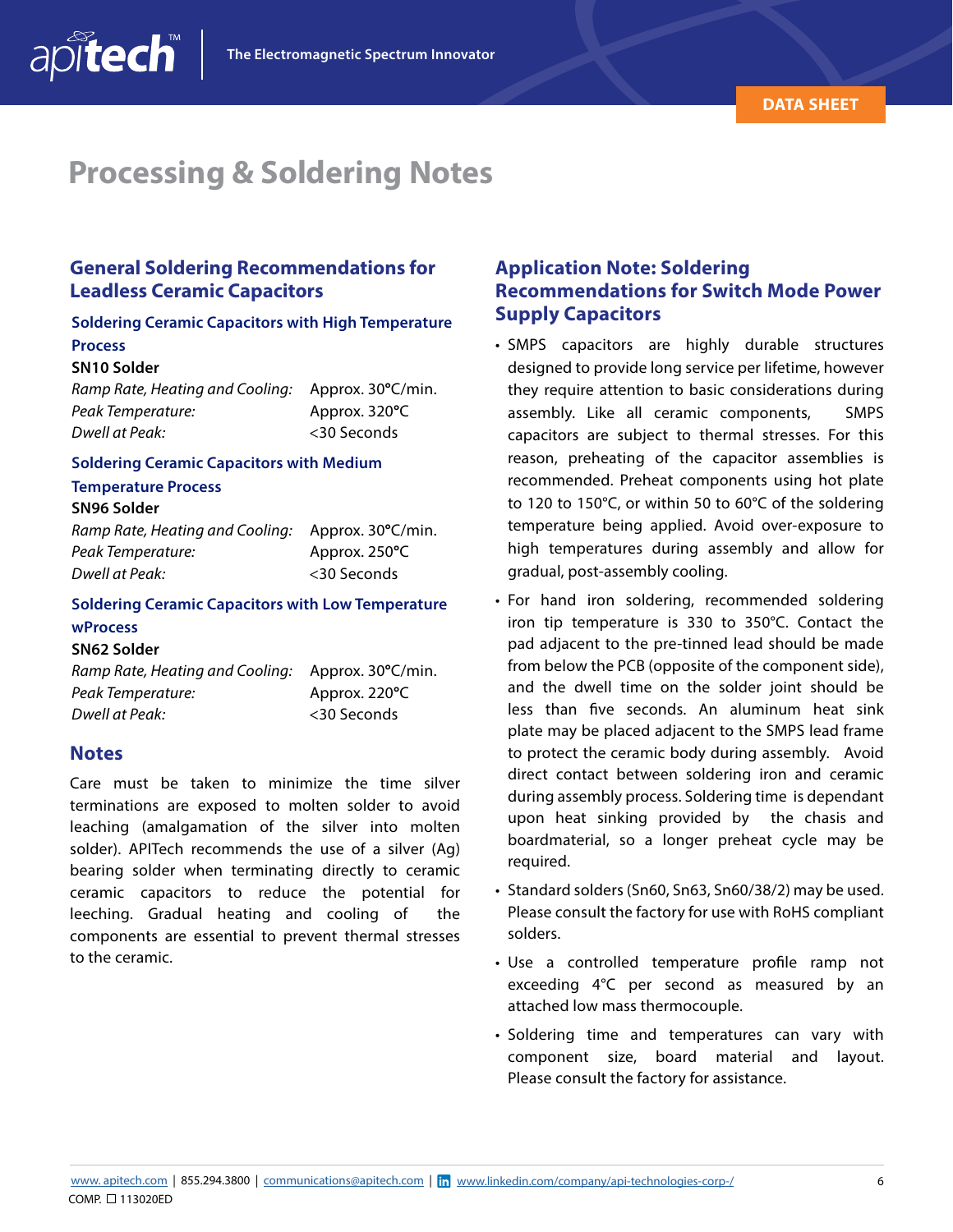DATA SHEET

# Processing & Soldering Notes

## General Soldering Recommendations for Leadless Ceramic Capacitors

### Soldering Ceramic Capacitors with High Temperature Process

**SN10 Solder**

| | |
|---|---|
| *Ramp Rate, Heating and Cooling:* | Approx. 30°C/min. |
| *Peak Temperature:* | Approx. 320°C |
| *Dwell at Peak:* | <30 Seconds |

### Soldering Ceramic Capacitors with Medium Temperature Process

**SN96 Solder**

| | |
|---|---|
| *Ramp Rate, Heating and Cooling:* | Approx. 30°C/min. |
| *Peak Temperature:* | Approx. 250°C |
| *Dwell at Peak:* | <30 Seconds |

### Soldering Ceramic Capacitors with Low Temperature wProcess

**SN62 Solder**

| | |
|---|---|
| *Ramp Rate, Heating and Cooling:* | Approx. 30°C/min. |
| *Peak Temperature:* | Approx. 220°C |
| *Dwell at Peak:* | <30 Seconds |

## Notes

Care must be taken to minimize the time silver terminations are exposed to molten solder to avoid leaching (amalgamation of the silver into molten solder). APITech recommends the use of a silver (Ag) bearing solder when terminating directly to ceramic ceramic capacitors to reduce the potential for leeching. Gradual heating and cooling of the components are essential to prevent thermal stresses to the ceramic.

## Application Note: Soldering Recommendations for Switch Mode Power Supply Capacitors

- SMPS capacitors are highly durable structures designed to provide long service per lifetime, however they require attention to basic considerations during assembly. Like all ceramic components, SMPS capacitors are subject to thermal stresses. For this reason, preheating of the capacitor assemblies is recommended. Preheat components using hot plate to 120 to 150°C, or within 50 to 60°C of the soldering temperature being applied. Avoid over-exposure to high temperatures during assembly and allow for gradual, post-assembly cooling.
- For hand iron soldering, recommended soldering iron tip temperature is 330 to 350°C. Contact the pad adjacent to the pre-tinned lead should be made from below the PCB (opposite of the component side), and the dwell time on the solder joint should be less than five seconds. An aluminum heat sink plate may be placed adjacent to the SMPS lead frame to protect the ceramic body during assembly. Avoid direct contact between soldering iron and ceramic during assembly process. Soldering time is dependant upon heat sinking provided by the chasis and boardmaterial, so a longer preheat cycle may be required.
- Standard solders (Sn60, Sn63, Sn60/38/2) may be used. Please consult the factory for use with RoHS compliant solders.
- Use a controlled temperature profile ramp not exceeding 4°C per second as measured by an attached low mass thermocouple.
- Soldering time and temperatures can vary with component size, board material and layout. Please consult the factory for assistance.

COMP. ☐ 113020ED